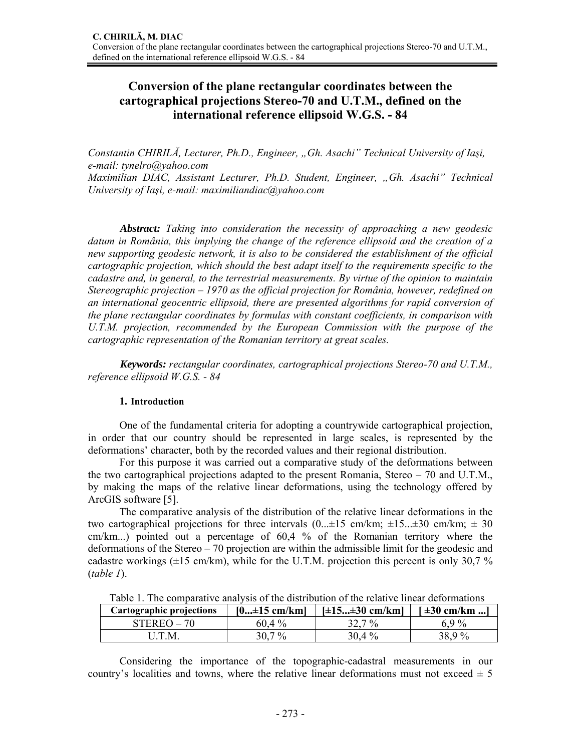# Conversion of the plane rectangular coordinates between the cartographical projections Stereo-70 and U.T.M., defined on the international reference ellipsoid W.G.S. - 84

*Constantin CHIRILĂ, Lecturer, Ph.D., Engineer, „Gh. Asachi" Technical University of Iaşi, e-mail: tynelro@yahoo.com*
*Maximilian DIAC, Assistant Lecturer, Ph.D. Student, Engineer, „Gh. Asachi" Technical University of Iaşi, e-mail: maximiliandiac@yahoo.com*

***Abstract:*** *Taking into consideration the necessity of approaching a new geodesic datum in România, this implying the change of the reference ellipsoid and the creation of a new supporting geodesic network, it is also to be considered the establishment of the official cartographic projection, which should the best adapt itself to the requirements specific to the cadastre and, in general, to the terrestrial measurements. By virtue of the opinion to maintain Stereographic projection – 1970 as the official projection for România, however, redefined on an international geocentric ellipsoid, there are presented algorithms for rapid conversion of the plane rectangular coordinates by formulas with constant coefficients, in comparison with U.T.M. projection, recommended by the European Commission with the purpose of the cartographic representation of the Romanian territory at great scales.*

***Keywords:*** *rectangular coordinates, cartographical projections Stereo-70 and U.T.M., reference ellipsoid W.G.S. - 84*

## 1. Introduction

One of the fundamental criteria for adopting a countrywide cartographical projection, in order that our country should be represented in large scales, is represented by the deformations' character, both by the recorded values and their regional distribution.

For this purpose it was carried out a comparative study of the deformations between the two cartographical projections adapted to the present Romania, Stereo – 70 and U.T.M., by making the maps of the relative linear deformations, using the technology offered by ArcGIS software [5].

The comparative analysis of the distribution of the relative linear deformations in the two cartographical projections for three intervals (0...±15 cm/km; ±15...±30 cm/km; ± 30 cm/km...) pointed out a percentage of 60,4 % of the Romanian territory where the deformations of the Stereo – 70 projection are within the admissible limit for the geodesic and cadastre workings (±15 cm/km), while for the U.T.M. projection this percent is only 30,7 % (*table 1*).

Table 1. The comparative analysis of the distribution of the relative linear deformations

| Cartographic projections | [0...±15 cm/km] | [±15...±30 cm/km] | [ ±30 cm/km ...] |
|---|---|---|---|
| STEREO – 70 | 60,4 % | 32,7 % | 6,9 % |
| U.T.M. | 30,7 % | 30,4 % | 38,9 % |

Considering the importance of the topographic-cadastral measurements in our country's localities and towns, where the relative linear deformations must not exceed ± 5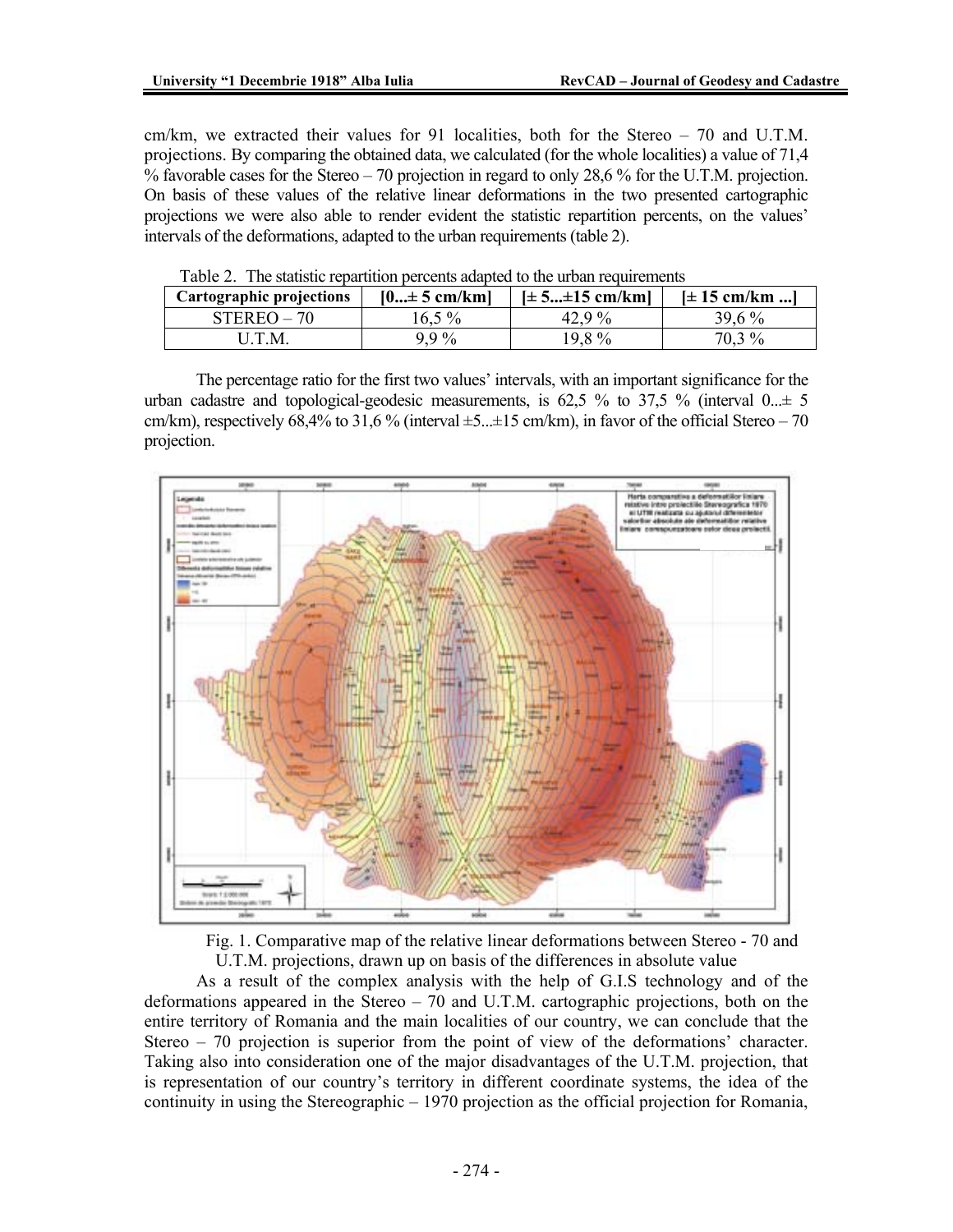cm/km, we extracted their values for 91 localities, both for the Stereo – 70 and U.T.M. projections. By comparing the obtained data, we calculated (for the whole localities) a value of 71,4 % favorable cases for the Stereo – 70 projection in regard to only 28,6 % for the U.T.M. projection. On basis of these values of the relative linear deformations in the two presented cartographic projections we were also able to render evident the statistic repartition percents, on the values' intervals of the deformations, adapted to the urban requirements (table 2).

Table 2. The statistic repartition percents adapted to the urban requirements

| Cartographic projections | [0...± 5 cm/km] | [± 5...±15 cm/km] | [± 15 cm/km ...] |
|---|---|---|---|
| STEREO – 70 | 16,5 % | 42,9 % | 39,6 % |
| U.T.M. | 9,9 % | 19,8 % | 70,3 % |

The percentage ratio for the first two values' intervals, with an important significance for the urban cadastre and topological-geodesic measurements, is 62,5 % to 37,5 % (interval 0...± 5 cm/km), respectively 68,4% to 31,6 % (interval ±5...±15 cm/km), in favor of the official Stereo – 70 projection.

Fig. 1. Comparative map of the relative linear deformations between Stereo - 70 and U.T.M. projections, drawn up on basis of the differences in absolute value

As a result of the complex analysis with the help of G.I.S technology and of the deformations appeared in the Stereo – 70 and U.T.M. cartographic projections, both on the entire territory of Romania and the main localities of our country, we can conclude that the Stereo – 70 projection is superior from the point of view of the deformations' character. Taking also into consideration one of the major disadvantages of the U.T.M. projection, that is representation of our country's territory in different coordinate systems, the idea of the continuity in using the Stereographic – 1970 projection as the official projection for Romania,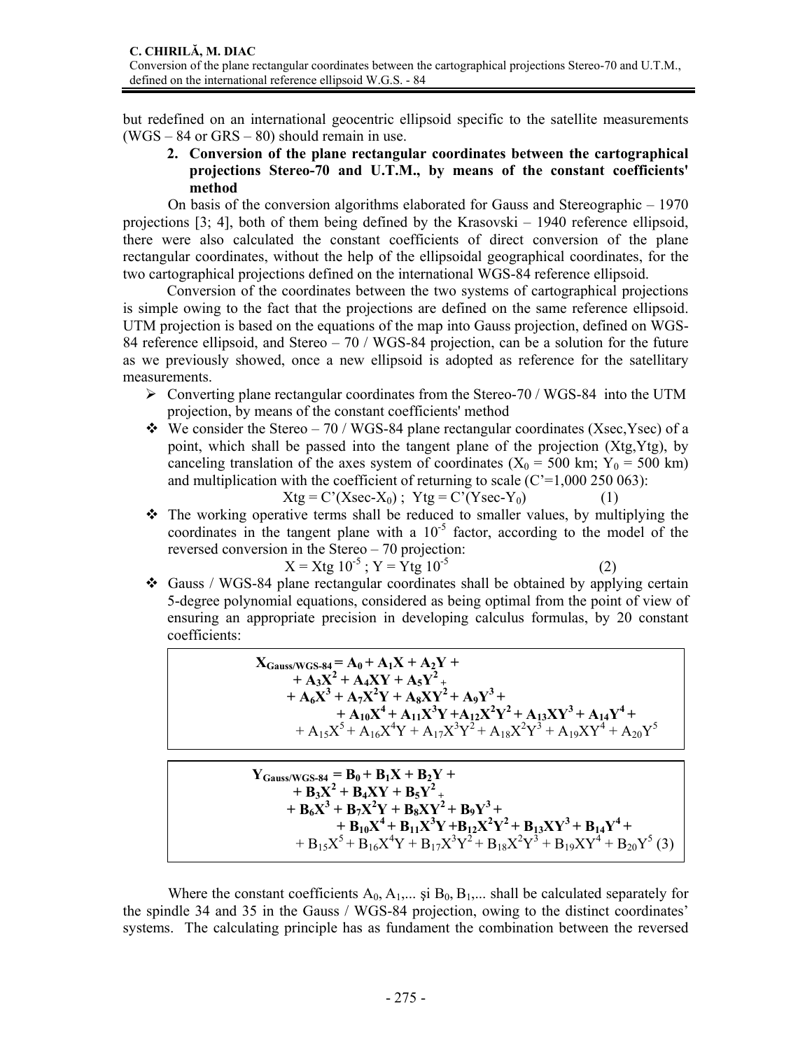but redefined on an international geocentric ellipsoid specific to the satellite measurements (WGS – 84 or GRS – 80) should remain in use.

## 2. Conversion of the plane rectangular coordinates between the cartographical projections Stereo-70 and U.T.M., by means of the constant coefficients' method

On basis of the conversion algorithms elaborated for Gauss and Stereographic – 1970 projections [3; 4], both of them being defined by the Krasovski – 1940 reference ellipsoid, there were also calculated the constant coefficients of direct conversion of the plane rectangular coordinates, without the help of the ellipsoidal geographical coordinates, for the two cartographical projections defined on the international WGS-84 reference ellipsoid.

Conversion of the coordinates between the two systems of cartographical projections is simple owing to the fact that the projections are defined on the same reference ellipsoid. UTM projection is based on the equations of the map into Gauss projection, defined on WGS-84 reference ellipsoid, and Stereo – 70 / WGS-84 projection, can be a solution for the future as we previously showed, once a new ellipsoid is adopted as reference for the satellitary measurements.

- Converting plane rectangular coordinates from the Stereo-70 / WGS-84 into the UTM projection, by means of the constant coefficients' method

- We consider the Stereo – 70 / WGS-84 plane rectangular coordinates (Xsec,Ysec) of a point, which shall be passed into the tangent plane of the projection (Xtg,Ytg), by canceling translation of the axes system of coordinates ($X_0$ = 500 km; $Y_0$ = 500 km) and multiplication with the coefficient of returning to scale (C'=1,000 250 063):

$$Xtg = C'(Xsec - X_0)\ ; \ \ Ytg = C'(Ysec - Y_0) \qquad (1)$$

- The working operative terms shall be reduced to smaller values, by multiplying the coordinates in the tangent plane with a $10^{-5}$ factor, according to the model of the reversed conversion in the Stereo – 70 projection:

$$X = Xtg\ 10^{-5}\ ; \ \ Y = Ytg\ 10^{-5} \qquad (2)$$

- Gauss / WGS-84 plane rectangular coordinates shall be obtained by applying certain 5-degree polynomial equations, considered as being optimal from the point of view of ensuring an appropriate precision in developing calculus formulas, by 20 constant coefficients:

$$\begin{aligned}
X_{Gauss/WGS\text{-}84} = {} & A_0 + A_1X + A_2Y + \\
& + A_3X^2 + A_4XY + A_5Y^2 + \\
& + A_6X^3 + A_7X^2Y + A_8XY^2 + A_9Y^3 + \\
& + A_{10}X^4 + A_{11}X^3Y + A_{12}X^2Y^2 + A_{13}XY^3 + A_{14}Y^4 + \\
& + A_{15}X^5 + A_{16}X^4Y + A_{17}X^3Y^2 + A_{18}X^2Y^3 + A_{19}XY^4 + A_{20}Y^5
\end{aligned}$$

$$\begin{aligned}
Y_{Gauss/WGS\text{-}84} = {} & B_0 + B_1X + B_2Y + \\
& + B_3X^2 + B_4XY + B_5Y^2 + \\
& + B_6X^3 + B_7X^2Y + B_8XY^2 + B_9Y^3 + \\
& + B_{10}X^4 + B_{11}X^3Y + B_{12}X^2Y^2 + B_{13}XY^3 + B_{14}Y^4 + \\
& + B_{15}X^5 + B_{16}X^4Y + B_{17}X^3Y^2 + B_{18}X^2Y^3 + B_{19}XY^4 + B_{20}Y^5 \qquad (3)
\end{aligned}$$

Where the constant coefficients $A_0, A_1, \ldots$ şi $B_0, B_1, \ldots$ shall be calculated separately for the spindle 34 and 35 in the Gauss / WGS-84 projection, owing to the distinct coordinates' systems. The calculating principle has as fundament the combination between the reversed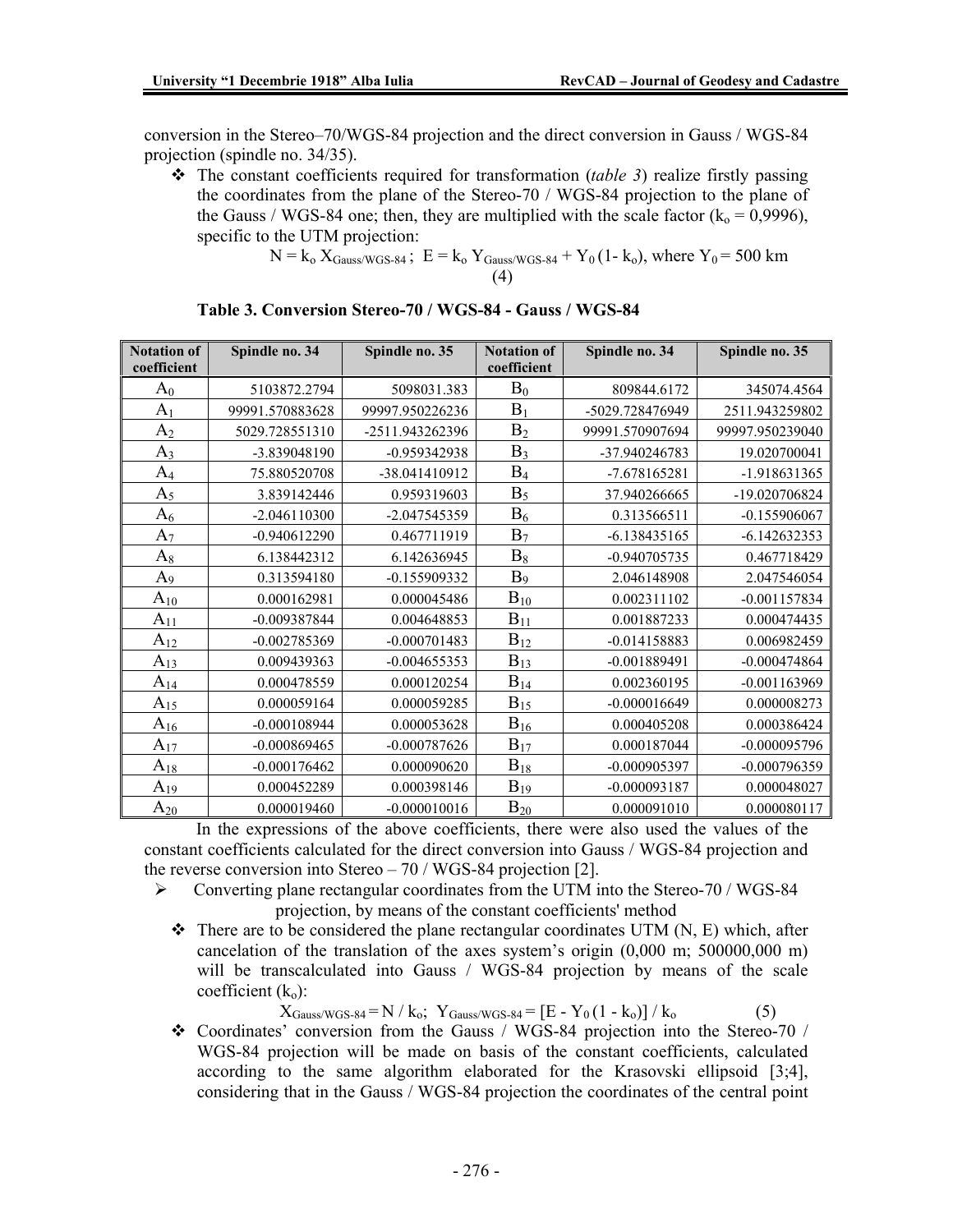conversion in the Stereo–70/WGS-84 projection and the direct conversion in Gauss / WGS-84 projection (spindle no. 34/35).

- ❖ The constant coefficients required for transformation (*table 3*) realize firstly passing the coordinates from the plane of the Stereo-70 / WGS-84 projection to the plane of the Gauss / WGS-84 one; then, they are multiplied with the scale factor ($k_o$ = 0,9996), specific to the UTM projection:

$$N = k_o X_{Gauss/WGS\text{-}84}\,;\; E = k_o Y_{Gauss/WGS\text{-}84} + Y_0 (1 - k_o), \text{ where } Y_0 = 500 \text{ km} \quad (4)$$

**Table 3. Conversion Stereo-70 / WGS-84 - Gauss / WGS-84**

| Notation of coefficient | Spindle no. 34 | Spindle no. 35 | Notation of coefficient | Spindle no. 34 | Spindle no. 35 |
|---|---|---|---|---|---|
| $A_0$ | 5103872.2794 | 5098031.383 | $B_0$ | 809844.6172 | 345074.4564 |
| $A_1$ | 99991.570883628 | 99997.950226236 | $B_1$ | -5029.728476949 | 2511.943259802 |
| $A_2$ | 5029.728551310 | -2511.943262396 | $B_2$ | 99991.570907694 | 99997.950239040 |
| $A_3$ | -3.839048190 | -0.959342938 | $B_3$ | -37.940246783 | 19.020700041 |
| $A_4$ | 75.880520708 | -38.041410912 | $B_4$ | -7.678165281 | -1.918631365 |
| $A_5$ | 3.839142446 | 0.959319603 | $B_5$ | 37.940266665 | -19.020706824 |
| $A_6$ | -2.046110300 | -2.047545359 | $B_6$ | 0.313566511 | -0.155906067 |
| $A_7$ | -0.940612290 | 0.467711919 | $B_7$ | -6.138435165 | -6.142632353 |
| $A_8$ | 6.138442312 | 6.142636945 | $B_8$ | -0.940705735 | 0.467718429 |
| $A_9$ | 0.313594180 | -0.155909332 | $B_9$ | 2.046148908 | 2.047546054 |
| $A_{10}$ | 0.000162981 | 0.000045486 | $B_{10}$ | 0.002311102 | -0.001157834 |
| $A_{11}$ | -0.009387844 | 0.004648853 | $B_{11}$ | 0.001887233 | 0.000474435 |
| $A_{12}$ | -0.002785369 | -0.000701483 | $B_{12}$ | -0.014158883 | 0.006982459 |
| $A_{13}$ | 0.009439363 | -0.004655353 | $B_{13}$ | -0.001889491 | -0.000474864 |
| $A_{14}$ | 0.000478559 | 0.000120254 | $B_{14}$ | 0.002360195 | -0.001163969 |
| $A_{15}$ | 0.000059164 | 0.000059285 | $B_{15}$ | -0.000016649 | 0.000008273 |
| $A_{16}$ | -0.000108944 | 0.000053628 | $B_{16}$ | 0.000405208 | 0.000386424 |
| $A_{17}$ | -0.000869465 | -0.000787626 | $B_{17}$ | 0.000187044 | -0.000095796 |
| $A_{18}$ | -0.000176462 | 0.000090620 | $B_{18}$ | -0.000905397 | -0.000796359 |
| $A_{19}$ | 0.000452289 | 0.000398146 | $B_{19}$ | -0.000093187 | 0.000048027 |
| $A_{20}$ | 0.000019460 | -0.000010016 | $B_{20}$ | 0.000091010 | 0.000080117 |

In the expressions of the above coefficients, there were also used the values of the constant coefficients calculated for the direct conversion into Gauss / WGS-84 projection and the reverse conversion into Stereo – 70 / WGS-84 projection [2].

- ➢ Converting plane rectangular coordinates from the UTM into the Stereo-70 / WGS-84 projection, by means of the constant coefficients' method
  - ❖ There are to be considered the plane rectangular coordinates UTM (N, E) which, after cancelation of the translation of the axes system's origin (0,000 m; 500000,000 m) will be transcalculated into Gauss / WGS-84 projection by means of the scale coefficient ($k_o$):

$$X_{Gauss/WGS\text{-}84} = N / k_o;\; Y_{Gauss/WGS\text{-}84} = [E - Y_0 (1 - k_o)] / k_o \quad (5)$$

  - ❖ Coordinates' conversion from the Gauss / WGS-84 projection into the Stereo-70 / WGS-84 projection will be made on basis of the constant coefficients, calculated according to the same algorithm elaborated for the Krasovski ellipsoid [3;4], considering that in the Gauss / WGS-84 projection the coordinates of the central point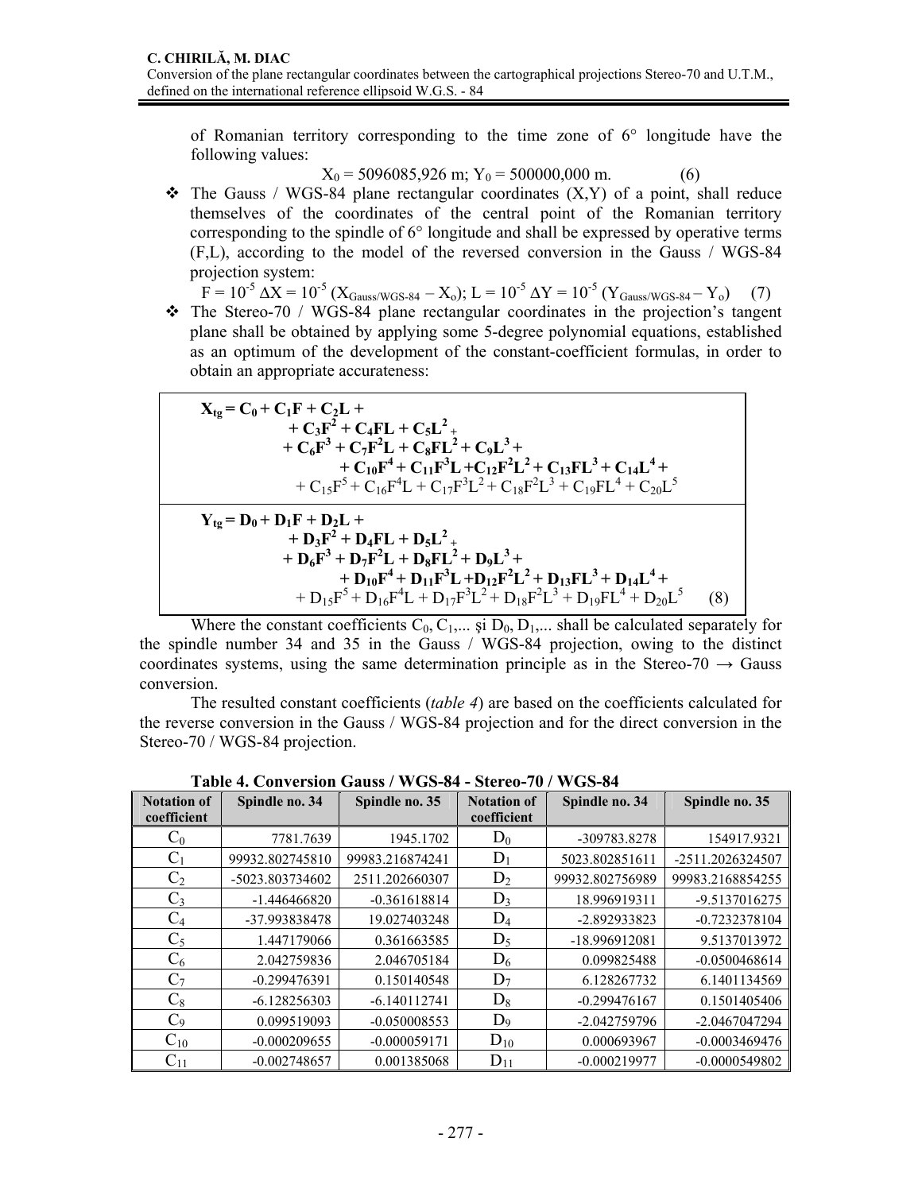of Romanian territory corresponding to the time zone of 6° longitude have the following values:

$$X_0 = 5096085{,}926 \text{ m}; \; Y_0 = 500000{,}000 \text{ m}. \qquad (6)$$

- The Gauss / WGS-84 plane rectangular coordinates (X,Y) of a point, shall reduce themselves of the coordinates of the central point of the Romanian territory corresponding to the spindle of 6° longitude and shall be expressed by operative terms (F,L), according to the model of the reversed conversion in the Gauss / WGS-84 projection system:

$$F = 10^{-5}\,\Delta X = 10^{-5}\,(X_{Gauss/WGS\text{-}84} - X_o); \; L = 10^{-5}\,\Delta Y = 10^{-5}\,(Y_{Gauss/WGS\text{-}84} - Y_o) \qquad (7)$$

- The Stereo-70 / WGS-84 plane rectangular coordinates in the projection's tangent plane shall be obtained by applying some 5-degree polynomial equations, established as an optimum of the development of the constant-coefficient formulas, in order to obtain an appropriate accurateness:

$$\begin{aligned} X_{tg} = {} & C_0 + C_1F + C_2L + \\ & + C_3F^2 + C_4FL + C_5L^2 + \\ & + C_6F^3 + C_7F^2L + C_8FL^2 + C_9L^3 + \\ & + C_{10}F^4 + C_{11}F^3L + C_{12}F^2L^2 + C_{13}FL^3 + C_{14}L^4 + \\ & + C_{15}F^5 + C_{16}F^4L + C_{17}F^3L^2 + C_{18}F^2L^3 + C_{19}FL^4 + C_{20}L^5 \end{aligned}$$

$$\begin{aligned} Y_{tg} = {} & D_0 + D_1F + D_2L + \\ & + D_3F^2 + D_4FL + D_5L^2 + \\ & + D_6F^3 + D_7F^2L + D_8FL^2 + D_9L^3 + \\ & + D_{10}F^4 + D_{11}F^3L + D_{12}F^2L^2 + D_{13}FL^3 + D_{14}L^4 + \\ & + D_{15}F^5 + D_{16}F^4L + D_{17}F^3L^2 + D_{18}F^2L^3 + D_{19}FL^4 + D_{20}L^5 \end{aligned} \qquad (8)$$

Where the constant coefficients $C_0$, $C_1$,... şi $D_0$, $D_1$,... shall be calculated separately for the spindle number 34 and 35 in the Gauss / WGS-84 projection, owing to the distinct coordinates systems, using the same determination principle as in the Stereo-70 → Gauss conversion.

The resulted constant coefficients (*table 4*) are based on the coefficients calculated for the reverse conversion in the Gauss / WGS-84 projection and for the direct conversion in the Stereo-70 / WGS-84 projection.

**Table 4. Conversion Gauss / WGS-84 - Stereo-70 / WGS-84**

| Notation of coefficient | Spindle no. 34 | Spindle no. 35 | Notation of coefficient | Spindle no. 34 | Spindle no. 35 |
|---|---|---|---|---|---|
| $C_0$ | 7781.7639 | 1945.1702 | $D_0$ | -309783.8278 | 154917.9321 |
| $C_1$ | 99932.802745810 | 99983.216874241 | $D_1$ | 5023.802851611 | -2511.2026324507 |
| $C_2$ | -5023.803734602 | 2511.202660307 | $D_2$ | 99932.802756989 | 99983.2168854255 |
| $C_3$ | -1.446466820 | -0.361618814 | $D_3$ | 18.996919311 | -9.5137016275 |
| $C_4$ | -37.993838478 | 19.027403248 | $D_4$ | -2.892933823 | -0.7232378104 |
| $C_5$ | 1.447179066 | 0.361663585 | $D_5$ | -18.996912081 | 9.5137013972 |
| $C_6$ | 2.042759836 | 2.046705184 | $D_6$ | 0.099825488 | -0.0500468614 |
| $C_7$ | -0.299476391 | 0.150140548 | $D_7$ | 6.128267732 | 6.1401134569 |
| $C_8$ | -6.128256303 | -6.140112741 | $D_8$ | -0.299476167 | 0.1501405406 |
| $C_9$ | 0.099519093 | -0.050008553 | $D_9$ | -2.042759796 | -2.0467047294 |
| $C_{10}$ | -0.000209655 | -0.000059171 | $D_{10}$ | 0.000693967 | -0.0003469476 |
| $C_{11}$ | -0.002748657 | 0.001385068 | $D_{11}$ | -0.000219977 | -0.0000549802 |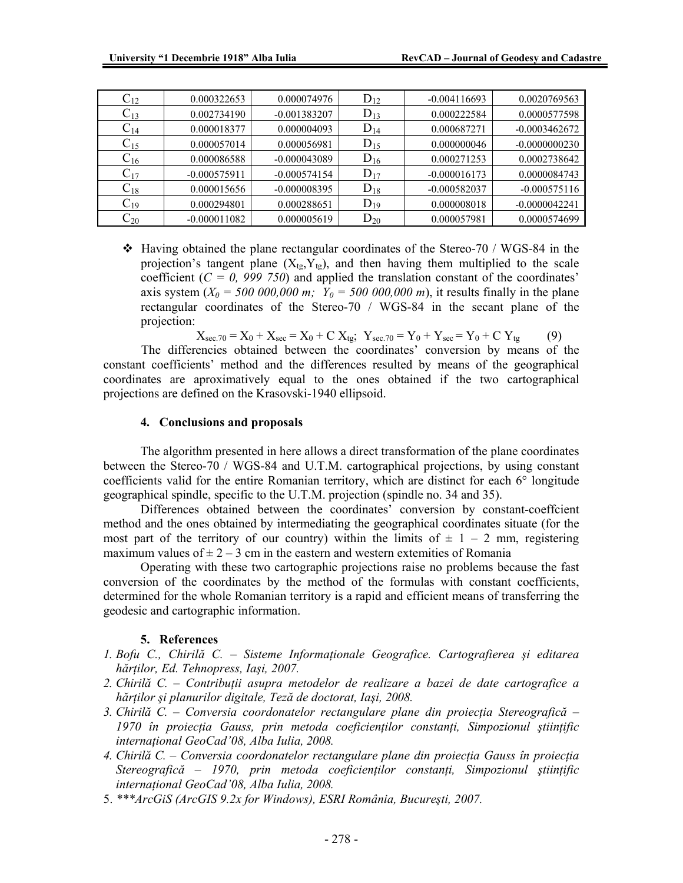| | | | | | |
|---|---|---|---|---|---|
| $C_{12}$ | 0.000322653 | 0.000074976 | $D_{12}$ | -0.004116693 | 0.0020769563 |
| $C_{13}$ | 0.002734190 | -0.001383207 | $D_{13}$ | 0.000222584 | 0.0000577598 |
| $C_{14}$ | 0.000018377 | 0.000004093 | $D_{14}$ | 0.000687271 | -0.0003462672 |
| $C_{15}$ | 0.000057014 | 0.000056981 | $D_{15}$ | 0.000000046 | -0.0000000230 |
| $C_{16}$ | 0.000086588 | -0.000043089 | $D_{16}$ | 0.000271253 | 0.0002738642 |
| $C_{17}$ | -0.000575911 | -0.000574154 | $D_{17}$ | -0.000016173 | 0.0000084743 |
| $C_{18}$ | 0.000015656 | -0.000008395 | $D_{18}$ | -0.000582037 | -0.000575116 |
| $C_{19}$ | 0.000294801 | 0.000288651 | $D_{19}$ | 0.000008018 | -0.0000042241 |
| $C_{20}$ | -0.000011082 | 0.000005619 | $D_{20}$ | 0.000057981 | 0.0000574699 |

- Having obtained the plane rectangular coordinates of the Stereo-70 / WGS-84 in the projection's tangent plane ($X_{tg}$,$Y_{tg}$), and then having them multiplied to the scale coefficient (*C = 0, 999 750*) and applied the translation constant of the coordinates' axis system (*$X_0$ = 500 000,000 m; $Y_0$ = 500 000,000 m*), it results finally in the plane rectangular coordinates of the Stereo-70 / WGS-84 in the secant plane of the projection:

$$X_{sec.70} = X_0 + X_{sec} = X_0 + C\,X_{tg};\;\; Y_{sec.70} = Y_0 + Y_{sec} = Y_0 + C\,Y_{tg} \qquad (9)$$

The differencies obtained between the coordinates' conversion by means of the constant coefficients' method and the differences resulted by means of the geographical coordinates are aproximatively equal to the ones obtained if the two cartographical projections are defined on the Krasovski-1940 ellipsoid.

## 4. Conclusions and proposals

The algorithm presented in here allows a direct transformation of the plane coordinates between the Stereo-70 / WGS-84 and U.T.M. cartographical projections, by using constant coefficients valid for the entire Romanian territory, which are distinct for each 6° longitude geographical spindle, specific to the U.T.M. projection (spindle no. 34 and 35).

Differences obtained between the coordinates' conversion by constant-coeffcient method and the ones obtained by intermediating the geographical coordinates situate (for the most part of the territory of our country) within the limits of ± 1 – 2 mm, registering maximum values of ± 2 – 3 cm in the eastern and western extemities of Romania

Operating with these two cartographic projections raise no problems because the fast conversion of the coordinates by the method of the formulas with constant coefficients, determined for the whole Romanian territory is a rapid and efficient means of transferring the geodesic and cartographic information.

## 5. References

1. *Bofu C., Chirilă C. – Sisteme Informaționale Geografice. Cartografierea şi editarea hărților, Ed. Tehnopress, Iaşi, 2007.*
2. *Chirilă C. – Contribuții asupra metodelor de realizare a bazei de date cartografice a hărților şi planurilor digitale, Teză de doctorat, Iaşi, 2008.*
3. *Chirilă C. – Conversia coordonatelor rectangulare plane din proiecția Stereografică – 1970 în proiecția Gauss, prin metoda coeficienților constanți, Simpozionul ştiințific internațional GeoCad'08, Alba Iulia, 2008.*
4. *Chirilă C. – Conversia coordonatelor rectangulare plane din proiecția Gauss în proiecția Stereografică – 1970, prin metoda coeficienților constanți, Simpozionul ştiințific internațional GeoCad'08, Alba Iulia, 2008.*
5. *\*\*\*ArcGiS (ArcGIS 9.2x for Windows), ESRI România, Bucureşti, 2007.*